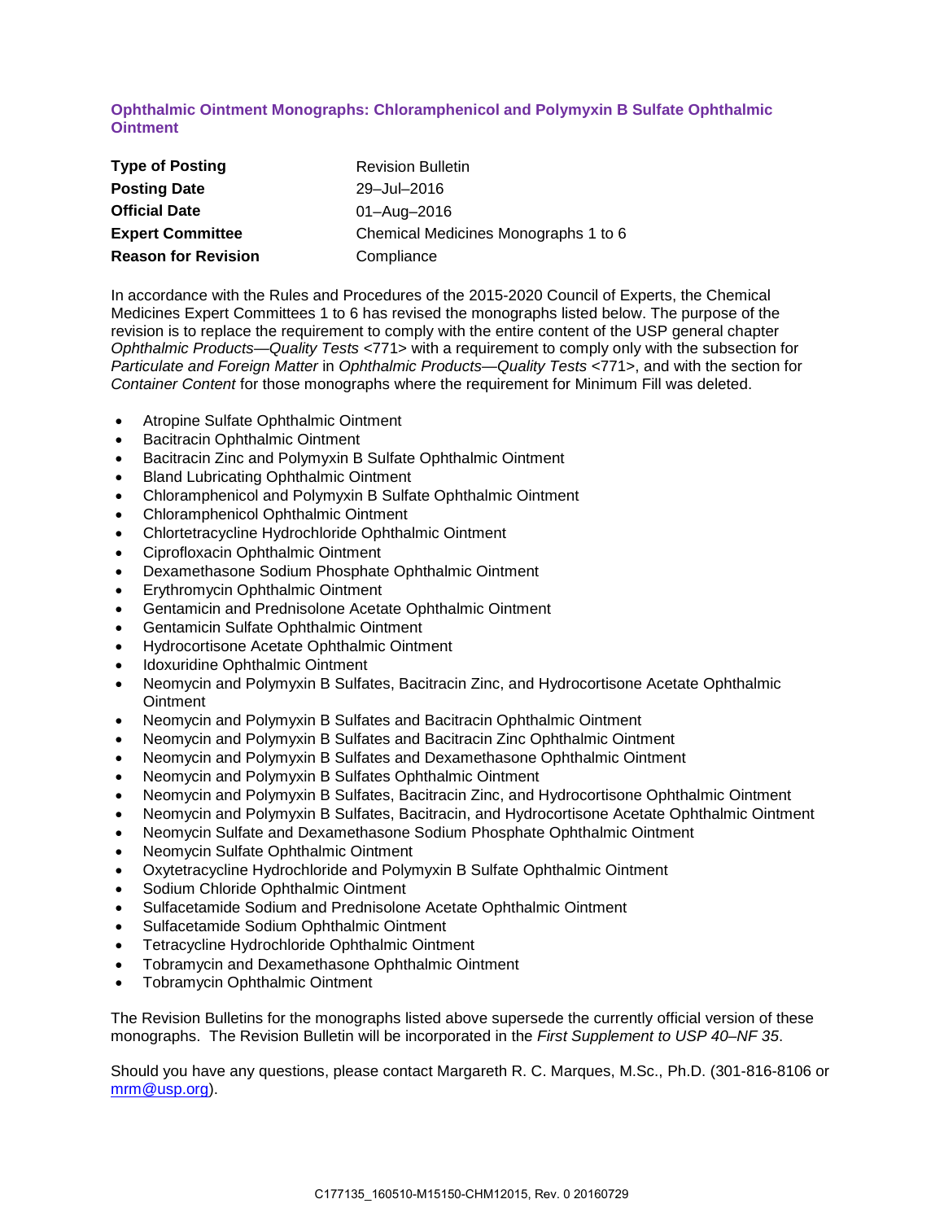## Ophthalmic Ointment Monographs: Chloramphenicol and Polymyxin B Sulfate Ophthalmic Ointment

| | |
|---|---|
| **Type of Posting** | Revision Bulletin |
| **Posting Date** | 29–Jul–2016 |
| **Official Date** | 01–Aug–2016 |
| **Expert Committee** | Chemical Medicines Monographs 1 to 6 |
| **Reason for Revision** | Compliance |

In accordance with the Rules and Procedures of the 2015-2020 Council of Experts, the Chemical Medicines Expert Committees 1 to 6 has revised the monographs listed below. The purpose of the revision is to replace the requirement to comply with the entire content of the USP general chapter *Ophthalmic Products—Quality Tests* <771> with a requirement to comply only with the subsection for *Particulate and Foreign Matter* in *Ophthalmic Products—Quality Tests* <771>, and with the section for *Container Content* for those monographs where the requirement for Minimum Fill was deleted.

- Atropine Sulfate Ophthalmic Ointment
- Bacitracin Ophthalmic Ointment
- Bacitracin Zinc and Polymyxin B Sulfate Ophthalmic Ointment
- Bland Lubricating Ophthalmic Ointment
- Chloramphenicol and Polymyxin B Sulfate Ophthalmic Ointment
- Chloramphenicol Ophthalmic Ointment
- Chlortetracycline Hydrochloride Ophthalmic Ointment
- Ciprofloxacin Ophthalmic Ointment
- Dexamethasone Sodium Phosphate Ophthalmic Ointment
- Erythromycin Ophthalmic Ointment
- Gentamicin and Prednisolone Acetate Ophthalmic Ointment
- Gentamicin Sulfate Ophthalmic Ointment
- Hydrocortisone Acetate Ophthalmic Ointment
- Idoxuridine Ophthalmic Ointment
- Neomycin and Polymyxin B Sulfates, Bacitracin Zinc, and Hydrocortisone Acetate Ophthalmic Ointment
- Neomycin and Polymyxin B Sulfates and Bacitracin Ophthalmic Ointment
- Neomycin and Polymyxin B Sulfates and Bacitracin Zinc Ophthalmic Ointment
- Neomycin and Polymyxin B Sulfates and Dexamethasone Ophthalmic Ointment
- Neomycin and Polymyxin B Sulfates Ophthalmic Ointment
- Neomycin and Polymyxin B Sulfates, Bacitracin Zinc, and Hydrocortisone Ophthalmic Ointment
- Neomycin and Polymyxin B Sulfates, Bacitracin, and Hydrocortisone Acetate Ophthalmic Ointment
- Neomycin Sulfate and Dexamethasone Sodium Phosphate Ophthalmic Ointment
- Neomycin Sulfate Ophthalmic Ointment
- Oxytetracycline Hydrochloride and Polymyxin B Sulfate Ophthalmic Ointment
- Sodium Chloride Ophthalmic Ointment
- Sulfacetamide Sodium and Prednisolone Acetate Ophthalmic Ointment
- Sulfacetamide Sodium Ophthalmic Ointment
- Tetracycline Hydrochloride Ophthalmic Ointment
- Tobramycin and Dexamethasone Ophthalmic Ointment
- Tobramycin Ophthalmic Ointment

The Revision Bulletins for the monographs listed above supersede the currently official version of these monographs. The Revision Bulletin will be incorporated in the *First Supplement to USP 40–NF 35*.

Should you have any questions, please contact Margareth R. C. Marques, M.Sc., Ph.D. (301-816-8106 or mrm@usp.org).

C177135_160510-M15150-CHM12015, Rev. 0 20160729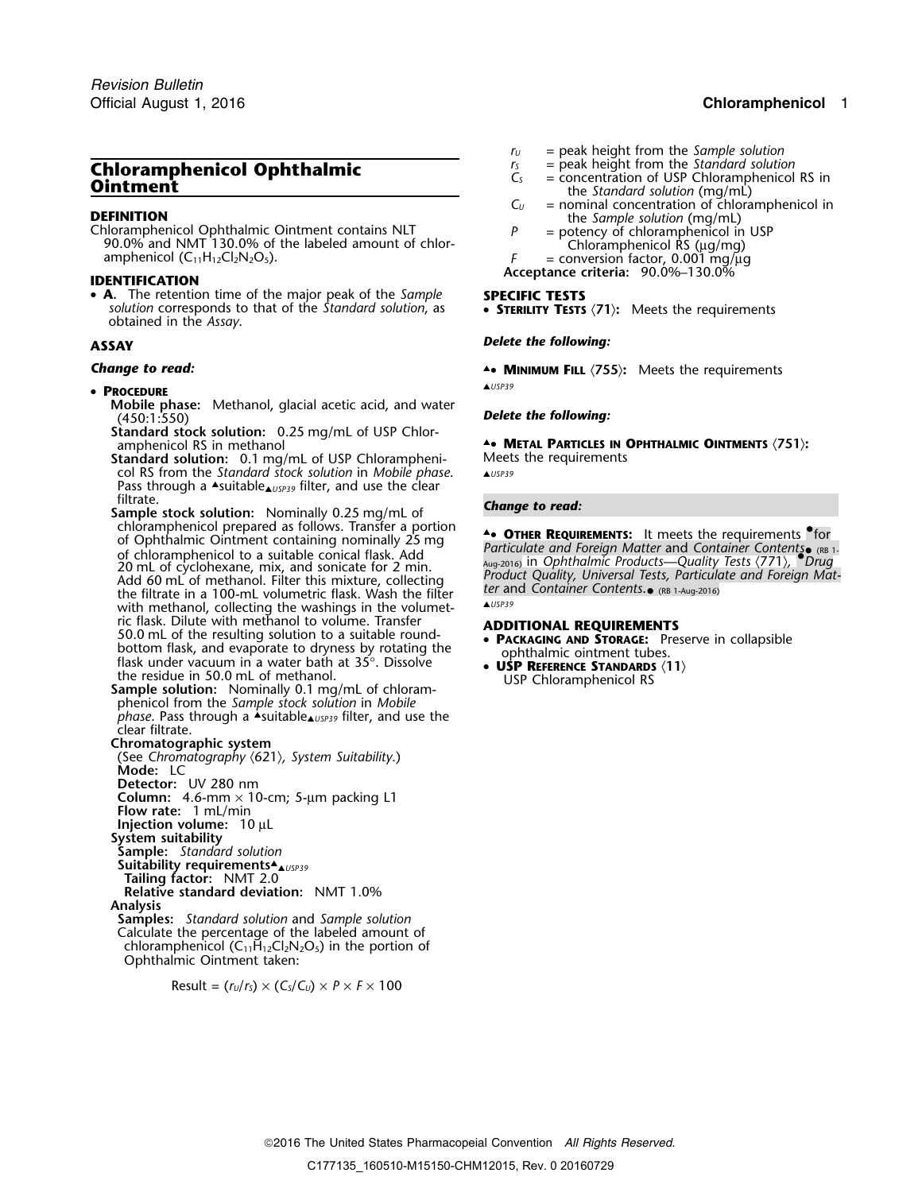# Chloramphenicol Ophthalmic Ointment

## DEFINITION

Chloramphenicol Ophthalmic Ointment contains NLT 90.0% and NMT 130.0% of the labeled amount of chloramphenicol ($C_{11}H_{12}Cl_2N_2O_5$).

## IDENTIFICATION

- **A.** The retention time of the major peak of the *Sample solution* corresponds to that of the *Standard solution*, as obtained in the *Assay*.

## ASSAY

***Change to read:***

- **PROCEDURE**

  **Mobile phase:** Methanol, glacial acetic acid, and water (450:1:550)

  **Standard stock solution:** 0.25 mg/mL of USP Chloramphenicol RS in methanol

  **Standard solution:** 0.1 mg/mL of USP Chloramphenicol RS from the *Standard stock solution* in *Mobile phase*. Pass through a ▲suitable▲USP39 filter, and use the clear filtrate.

  **Sample stock solution:** Nominally 0.25 mg/mL of chloramphenicol prepared as follows. Transfer a portion of Ophthalmic Ointment containing nominally 25 mg of chloramphenicol to a suitable conical flask. Add 20 mL of cyclohexane, mix, and sonicate for 2 min. Add 60 mL of methanol. Filter this mixture, collecting the filtrate in a 100-mL volumetric flask. Wash the filter with methanol, collecting the washings in the volumetric flask. Dilute with methanol to volume. Transfer 50.0 mL of the resulting solution to a suitable round-bottom flask, and evaporate to dryness by rotating the flask under vacuum in a water bath at 35°. Dissolve the residue in 50.0 mL of methanol.

  **Sample solution:** Nominally 0.1 mg/mL of chloramphenicol from the *Sample stock solution* in *Mobile phase*. Pass through a ▲suitable▲USP39 filter, and use the clear filtrate.

  **Chromatographic system**

  (See *Chromatography* ⟨621⟩, *System Suitability*.)

  **Mode:** LC

  **Detector:** UV 280 nm

  **Column:** 4.6-mm × 10-cm; 5-µm packing L1

  **Flow rate:** 1 mL/min

  **Injection volume:** 10 µL

  **System suitability**

  **Sample:** *Standard solution*

  **Suitability requirements**▲▲USP39

  **Tailing factor:** NMT 2.0

  **Relative standard deviation:** NMT 1.0%

  **Analysis**

  **Samples:** *Standard solution* and *Sample solution*

  Calculate the percentage of the labeled amount of chloramphenicol ($C_{11}H_{12}Cl_2N_2O_5$) in the portion of Ophthalmic Ointment taken:

  $$\text{Result} = (r_U/r_S) \times (C_S/C_U) \times P \times F \times 100$$

  $r_U$ = peak height from the *Sample solution*

  $r_S$ = peak height from the *Standard solution*

  $C_S$ = concentration of USP Chloramphenicol RS in the *Standard solution* (mg/mL)

  $C_U$ = nominal concentration of chloramphenicol in the *Sample solution* (mg/mL)

  $P$ = potency of chloramphenicol in USP Chloramphenicol RS (µg/mg)

  $F$ = conversion factor, 0.001 mg/µg

  **Acceptance criteria:** 90.0%–130.0%

## SPECIFIC TESTS

- **STERILITY TESTS** ⟨71⟩**:** Meets the requirements

***Delete the following:***

▲• **MINIMUM FILL** ⟨755⟩**:** Meets the requirements
▲USP39

***Delete the following:***

▲• **METAL PARTICLES IN OPHTHALMIC OINTMENTS** ⟨751⟩**:** Meets the requirements
▲USP39

***Change to read:***

▲• **OTHER REQUIREMENTS:** It meets the requirements •for *Particulate and Foreign Matter* and *Container Contents*• (RB 1-Aug-2016) in *Ophthalmic Products—Quality Tests* ⟨771⟩, •*Drug Product Quality, Universal Tests, Particulate and Foreign Matter* and *Container Contents*.• (RB 1-Aug-2016)
▲USP39

## ADDITIONAL REQUIREMENTS

- **PACKAGING AND STORAGE:** Preserve in collapsible ophthalmic ointment tubes.
- **USP REFERENCE STANDARDS** ⟨11⟩

  USP Chloramphenicol RS